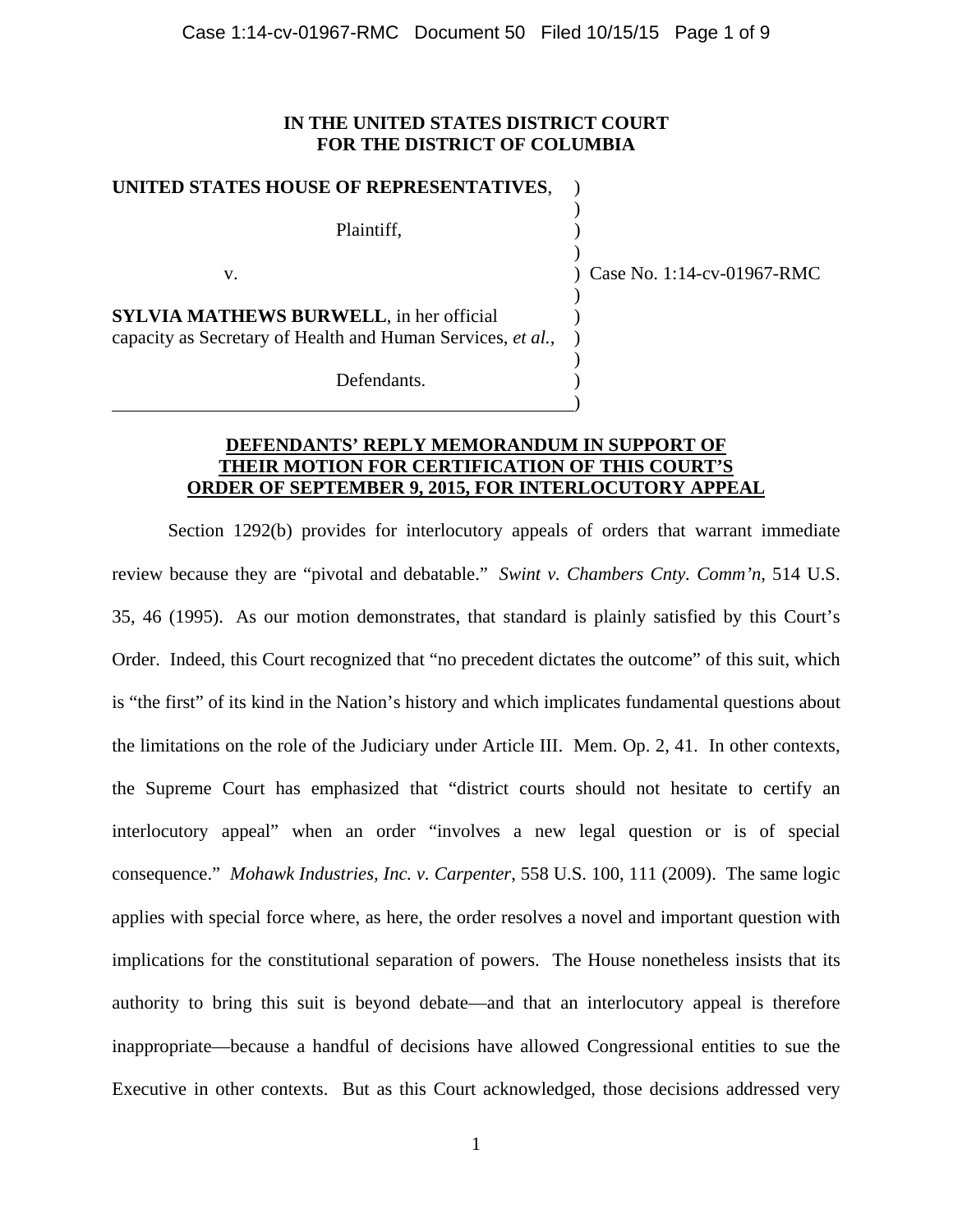**IN THE UNITED STATES DISTRICT COURT**
**FOR THE DISTRICT OF COLUMBIA**

**UNITED STATES HOUSE OF REPRESENTATIVES**,

Plaintiff,

v.

**SYLVIA MATHEWS BURWELL**, in her official capacity as Secretary of Health and Human Services, *et al.*,

Defendants.

Case No. 1:14-cv-01967-RMC

**DEFENDANTS' REPLY MEMORANDUM IN SUPPORT OF THEIR MOTION FOR CERTIFICATION OF THIS COURT'S ORDER OF SEPTEMBER 9, 2015, FOR INTERLOCUTORY APPEAL**

Section 1292(b) provides for interlocutory appeals of orders that warrant immediate review because they are "pivotal and debatable." *Swint v. Chambers Cnty. Comm'n*, 514 U.S. 35, 46 (1995). As our motion demonstrates, that standard is plainly satisfied by this Court's Order. Indeed, this Court recognized that "no precedent dictates the outcome" of this suit, which is "the first" of its kind in the Nation's history and which implicates fundamental questions about the limitations on the role of the Judiciary under Article III. Mem. Op. 2, 41. In other contexts, the Supreme Court has emphasized that "district courts should not hesitate to certify an interlocutory appeal" when an order "involves a new legal question or is of special consequence." *Mohawk Industries, Inc. v. Carpenter*, 558 U.S. 100, 111 (2009). The same logic applies with special force where, as here, the order resolves a novel and important question with implications for the constitutional separation of powers. The House nonetheless insists that its authority to bring this suit is beyond debate—and that an interlocutory appeal is therefore inappropriate—because a handful of decisions have allowed Congressional entities to sue the Executive in other contexts. But as this Court acknowledged, those decisions addressed very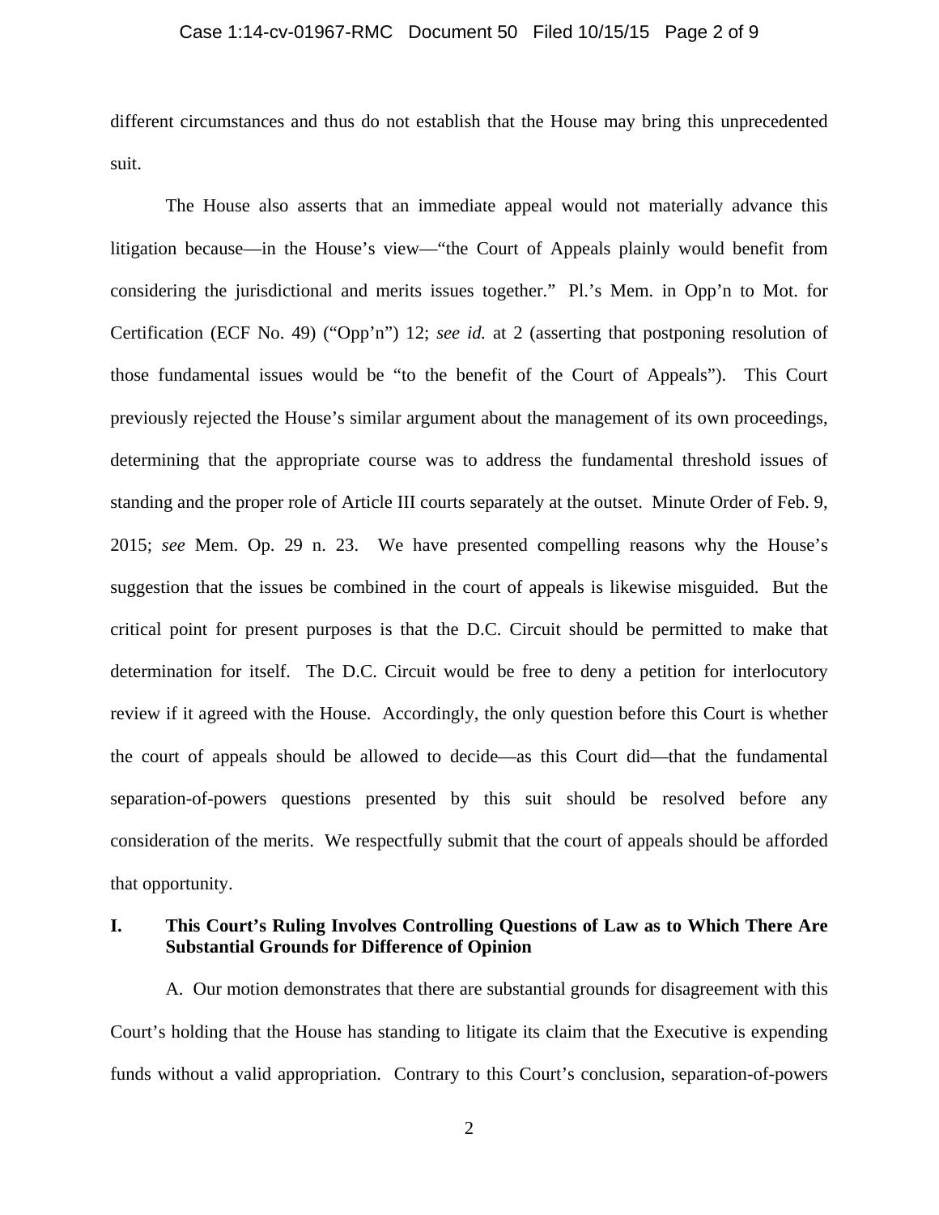different circumstances and thus do not establish that the House may bring this unprecedented suit.

The House also asserts that an immediate appeal would not materially advance this litigation because—in the House's view—"the Court of Appeals plainly would benefit from considering the jurisdictional and merits issues together." Pl.'s Mem. in Opp'n to Mot. for Certification (ECF No. 49) ("Opp'n") 12; *see id.* at 2 (asserting that postponing resolution of those fundamental issues would be "to the benefit of the Court of Appeals"). This Court previously rejected the House's similar argument about the management of its own proceedings, determining that the appropriate course was to address the fundamental threshold issues of standing and the proper role of Article III courts separately at the outset. Minute Order of Feb. 9, 2015; *see* Mem. Op. 29 n. 23. We have presented compelling reasons why the House's suggestion that the issues be combined in the court of appeals is likewise misguided. But the critical point for present purposes is that the D.C. Circuit should be permitted to make that determination for itself. The D.C. Circuit would be free to deny a petition for interlocutory review if it agreed with the House. Accordingly, the only question before this Court is whether the court of appeals should be allowed to decide—as this Court did—that the fundamental separation-of-powers questions presented by this suit should be resolved before any consideration of the merits. We respectfully submit that the court of appeals should be afforded that opportunity.

## I. This Court's Ruling Involves Controlling Questions of Law as to Which There Are Substantial Grounds for Difference of Opinion

A. Our motion demonstrates that there are substantial grounds for disagreement with this Court's holding that the House has standing to litigate its claim that the Executive is expending funds without a valid appropriation. Contrary to this Court's conclusion, separation-of-powers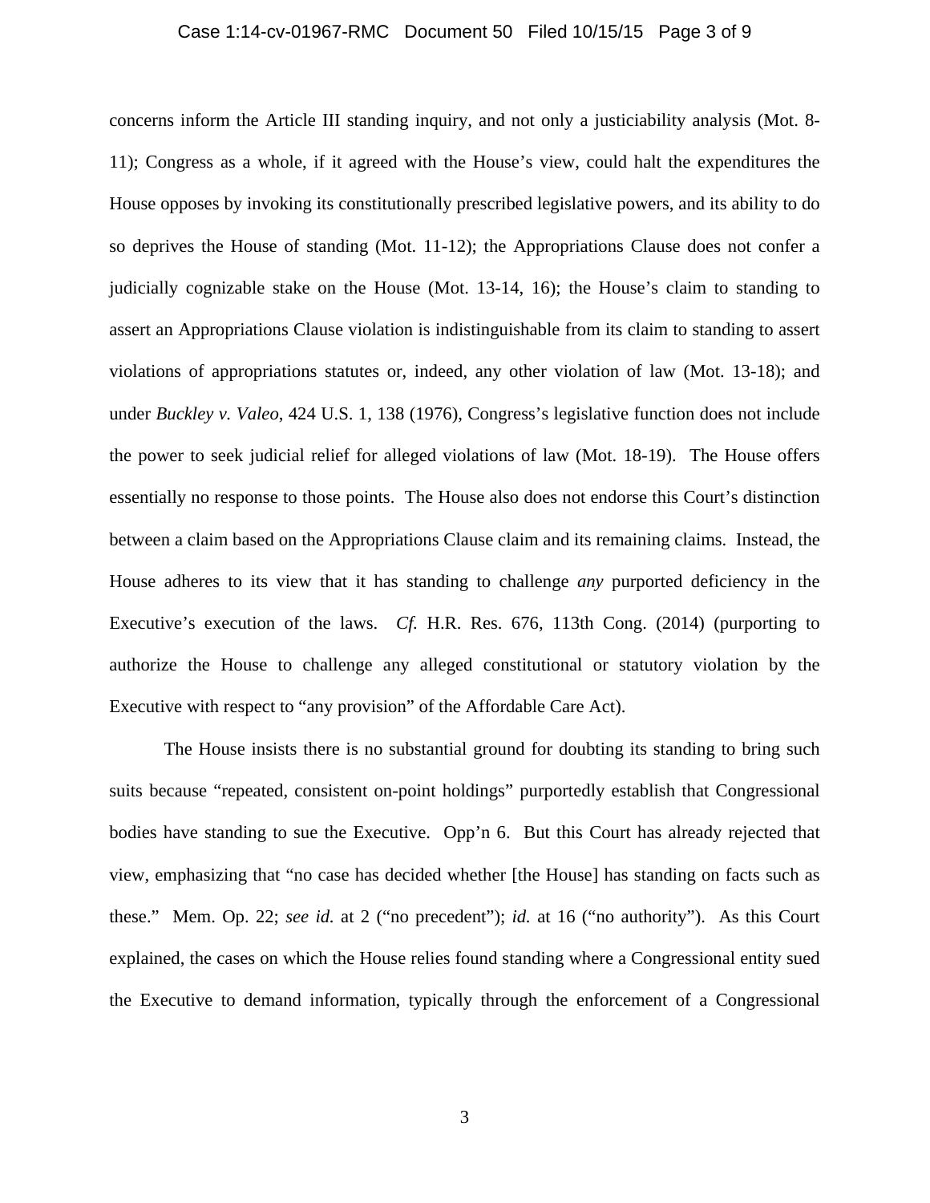concerns inform the Article III standing inquiry, and not only a justiciability analysis (Mot. 8-11); Congress as a whole, if it agreed with the House's view, could halt the expenditures the House opposes by invoking its constitutionally prescribed legislative powers, and its ability to do so deprives the House of standing (Mot. 11-12); the Appropriations Clause does not confer a judicially cognizable stake on the House (Mot. 13-14, 16); the House's claim to standing to assert an Appropriations Clause violation is indistinguishable from its claim to standing to assert violations of appropriations statutes or, indeed, any other violation of law (Mot. 13-18); and under *Buckley v. Valeo*, 424 U.S. 1, 138 (1976), Congress's legislative function does not include the power to seek judicial relief for alleged violations of law (Mot. 18-19). The House offers essentially no response to those points. The House also does not endorse this Court's distinction between a claim based on the Appropriations Clause claim and its remaining claims. Instead, the House adheres to its view that it has standing to challenge *any* purported deficiency in the Executive's execution of the laws. *Cf.* H.R. Res. 676, 113th Cong. (2014) (purporting to authorize the House to challenge any alleged constitutional or statutory violation by the Executive with respect to "any provision" of the Affordable Care Act).

The House insists there is no substantial ground for doubting its standing to bring such suits because "repeated, consistent on-point holdings" purportedly establish that Congressional bodies have standing to sue the Executive. Opp'n 6. But this Court has already rejected that view, emphasizing that "no case has decided whether [the House] has standing on facts such as these." Mem. Op. 22; *see id.* at 2 ("no precedent"); *id.* at 16 ("no authority"). As this Court explained, the cases on which the House relies found standing where a Congressional entity sued the Executive to demand information, typically through the enforcement of a Congressional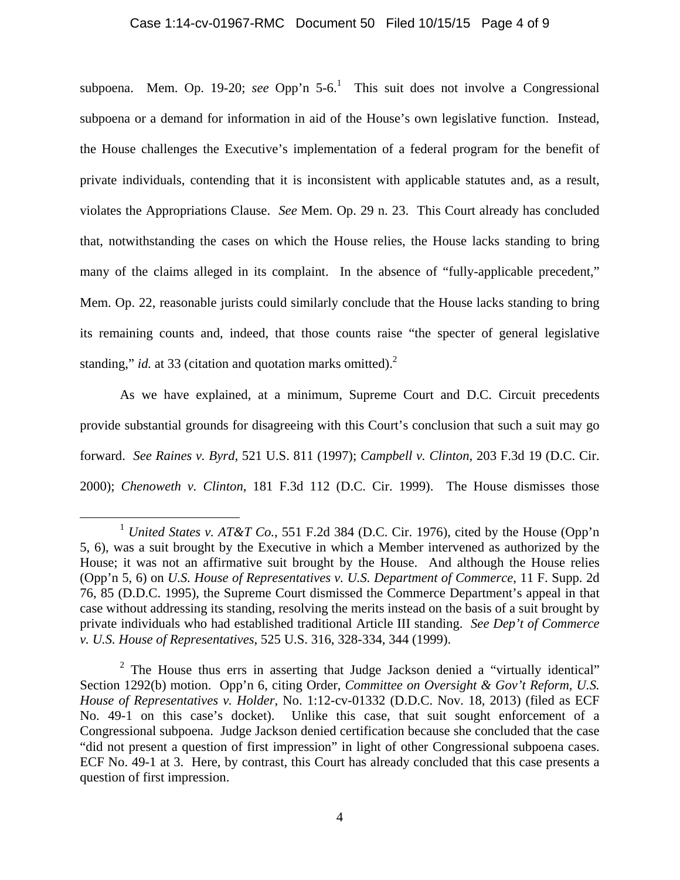subpoena. Mem. Op. 19-20; *see* Opp'n 5-6.[1] This suit does not involve a Congressional subpoena or a demand for information in aid of the House's own legislative function. Instead, the House challenges the Executive's implementation of a federal program for the benefit of private individuals, contending that it is inconsistent with applicable statutes and, as a result, violates the Appropriations Clause. *See* Mem. Op. 29 n. 23. This Court already has concluded that, notwithstanding the cases on which the House relies, the House lacks standing to bring many of the claims alleged in its complaint. In the absence of "fully-applicable precedent," Mem. Op. 22, reasonable jurists could similarly conclude that the House lacks standing to bring its remaining counts and, indeed, that those counts raise "the specter of general legislative standing," *id.* at 33 (citation and quotation marks omitted).[2]

As we have explained, at a minimum, Supreme Court and D.C. Circuit precedents provide substantial grounds for disagreeing with this Court's conclusion that such a suit may go forward. *See Raines v. Byrd*, 521 U.S. 811 (1997); *Campbell v. Clinton*, 203 F.3d 19 (D.C. Cir. 2000); *Chenoweth v. Clinton*, 181 F.3d 112 (D.C. Cir. 1999). The House dismisses those

---

[1] *United States v. AT&T Co.*, 551 F.2d 384 (D.C. Cir. 1976), cited by the House (Opp'n 5, 6), was a suit brought by the Executive in which a Member intervened as authorized by the House; it was not an affirmative suit brought by the House. And although the House relies (Opp'n 5, 6) on *U.S. House of Representatives v. U.S. Department of Commerce*, 11 F. Supp. 2d 76, 85 (D.D.C. 1995), the Supreme Court dismissed the Commerce Department's appeal in that case without addressing its standing, resolving the merits instead on the basis of a suit brought by private individuals who had established traditional Article III standing. *See Dep't of Commerce v. U.S. House of Representatives*, 525 U.S. 316, 328-334, 344 (1999).

[2] The House thus errs in asserting that Judge Jackson denied a "virtually identical" Section 1292(b) motion. Opp'n 6, citing Order, *Committee on Oversight & Gov't Reform, U.S. House of Representatives v. Holder*, No. 1:12-cv-01332 (D.D.C. Nov. 18, 2013) (filed as ECF No. 49-1 on this case's docket). Unlike this case, that suit sought enforcement of a Congressional subpoena. Judge Jackson denied certification because she concluded that the case "did not present a question of first impression" in light of other Congressional subpoena cases. ECF No. 49-1 at 3. Here, by contrast, this Court has already concluded that this case presents a question of first impression.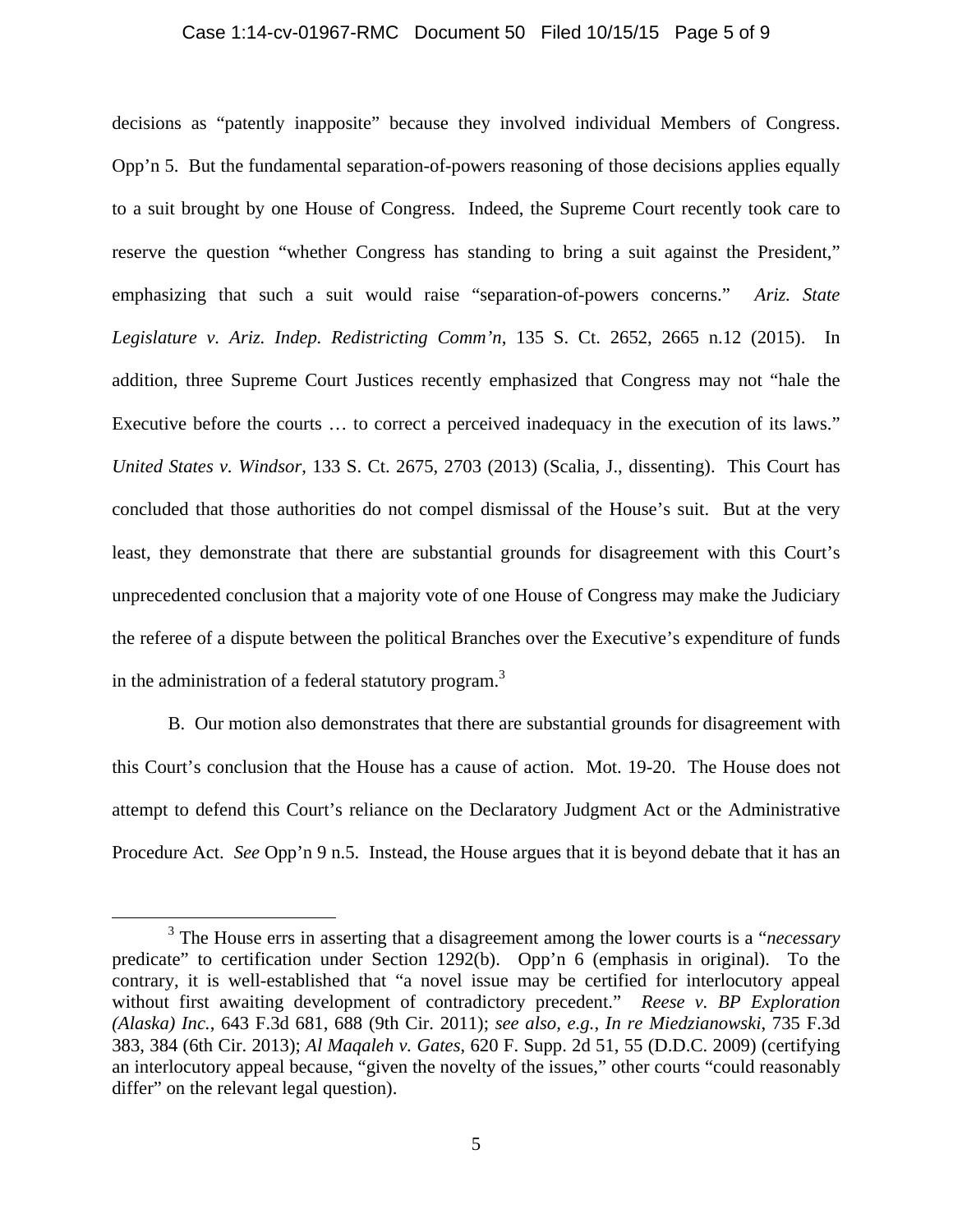decisions as "patently inapposite" because they involved individual Members of Congress. Opp'n 5. But the fundamental separation-of-powers reasoning of those decisions applies equally to a suit brought by one House of Congress. Indeed, the Supreme Court recently took care to reserve the question "whether Congress has standing to bring a suit against the President," emphasizing that such a suit would raise "separation-of-powers concerns." *Ariz. State Legislature v. Ariz. Indep. Redistricting Comm'n*, 135 S. Ct. 2652, 2665 n.12 (2015). In addition, three Supreme Court Justices recently emphasized that Congress may not "hale the Executive before the courts … to correct a perceived inadequacy in the execution of its laws." *United States v. Windsor*, 133 S. Ct. 2675, 2703 (2013) (Scalia, J., dissenting). This Court has concluded that those authorities do not compel dismissal of the House's suit. But at the very least, they demonstrate that there are substantial grounds for disagreement with this Court's unprecedented conclusion that a majority vote of one House of Congress may make the Judiciary the referee of a dispute between the political Branches over the Executive's expenditure of funds in the administration of a federal statutory program.[3]

B. Our motion also demonstrates that there are substantial grounds for disagreement with this Court's conclusion that the House has a cause of action. Mot. 19-20. The House does not attempt to defend this Court's reliance on the Declaratory Judgment Act or the Administrative Procedure Act. *See* Opp'n 9 n.5. Instead, the House argues that it is beyond debate that it has an

---

[3] The House errs in asserting that a disagreement among the lower courts is a "*necessary* predicate" to certification under Section 1292(b). Opp'n 6 (emphasis in original). To the contrary, it is well-established that "a novel issue may be certified for interlocutory appeal without first awaiting development of contradictory precedent." *Reese v. BP Exploration (Alaska) Inc.*, 643 F.3d 681, 688 (9th Cir. 2011); *see also, e.g.*, *In re Miedzianowski*, 735 F.3d 383, 384 (6th Cir. 2013); *Al Maqaleh v. Gates*, 620 F. Supp. 2d 51, 55 (D.D.C. 2009) (certifying an interlocutory appeal because, "given the novelty of the issues," other courts "could reasonably differ" on the relevant legal question).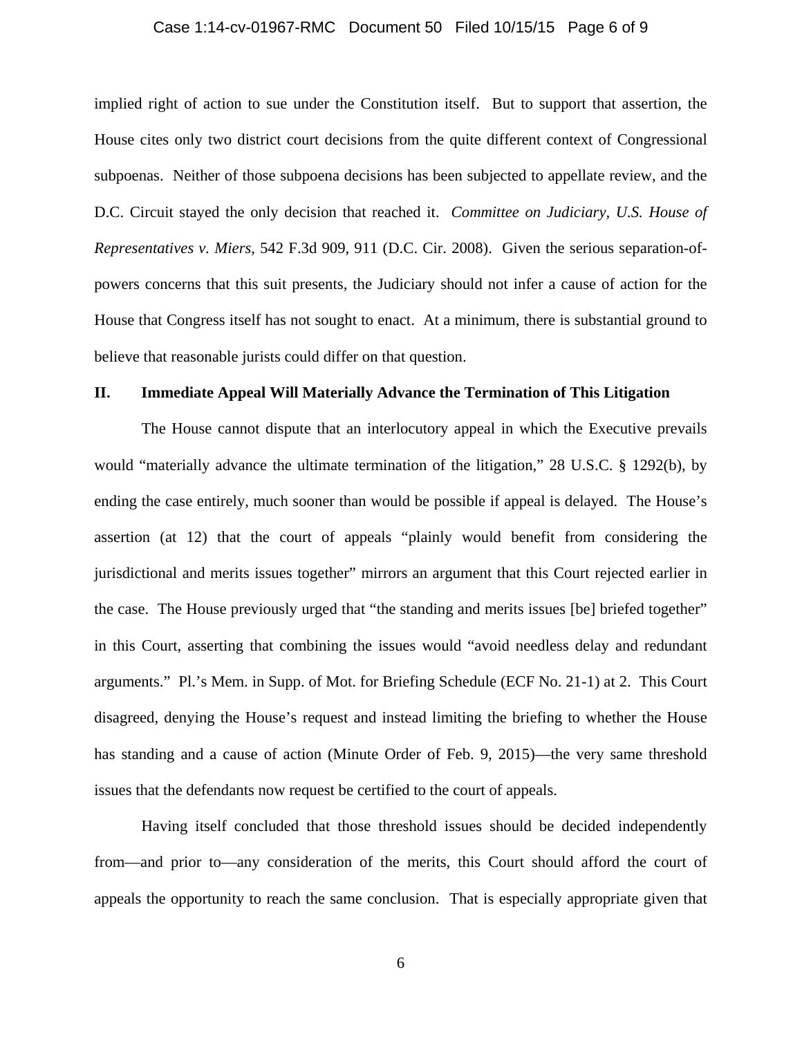implied right of action to sue under the Constitution itself. But to support that assertion, the House cites only two district court decisions from the quite different context of Congressional subpoenas. Neither of those subpoena decisions has been subjected to appellate review, and the D.C. Circuit stayed the only decision that reached it. *Committee on Judiciary, U.S. House of Representatives v. Miers*, 542 F.3d 909, 911 (D.C. Cir. 2008). Given the serious separation-of-powers concerns that this suit presents, the Judiciary should not infer a cause of action for the House that Congress itself has not sought to enact. At a minimum, there is substantial ground to believe that reasonable jurists could differ on that question.

## II. Immediate Appeal Will Materially Advance the Termination of This Litigation

The House cannot dispute that an interlocutory appeal in which the Executive prevails would "materially advance the ultimate termination of the litigation," 28 U.S.C. § 1292(b), by ending the case entirely, much sooner than would be possible if appeal is delayed. The House's assertion (at 12) that the court of appeals "plainly would benefit from considering the jurisdictional and merits issues together" mirrors an argument that this Court rejected earlier in the case. The House previously urged that "the standing and merits issues [be] briefed together" in this Court, asserting that combining the issues would "avoid needless delay and redundant arguments." Pl.'s Mem. in Supp. of Mot. for Briefing Schedule (ECF No. 21-1) at 2. This Court disagreed, denying the House's request and instead limiting the briefing to whether the House has standing and a cause of action (Minute Order of Feb. 9, 2015)—the very same threshold issues that the defendants now request be certified to the court of appeals.

Having itself concluded that those threshold issues should be decided independently from—and prior to—any consideration of the merits, this Court should afford the court of appeals the opportunity to reach the same conclusion. That is especially appropriate given that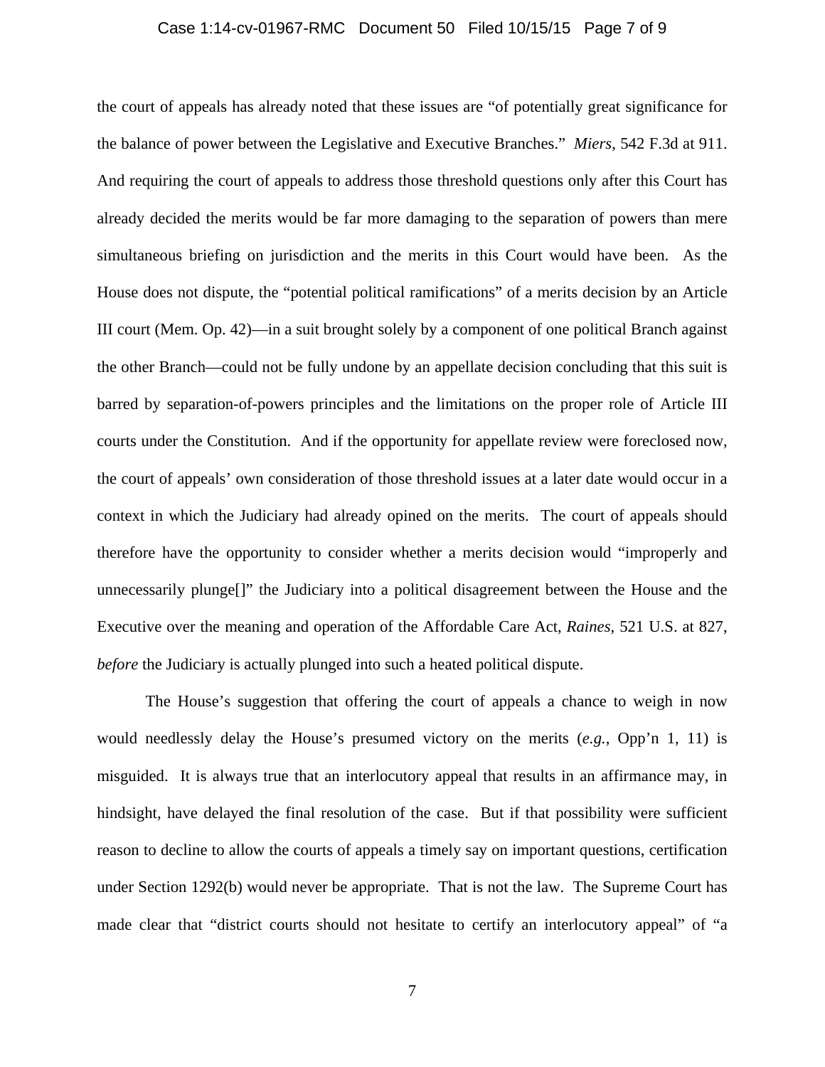the court of appeals has already noted that these issues are "of potentially great significance for the balance of power between the Legislative and Executive Branches." *Miers*, 542 F.3d at 911. And requiring the court of appeals to address those threshold questions only after this Court has already decided the merits would be far more damaging to the separation of powers than mere simultaneous briefing on jurisdiction and the merits in this Court would have been. As the House does not dispute, the "potential political ramifications" of a merits decision by an Article III court (Mem. Op. 42)—in a suit brought solely by a component of one political Branch against the other Branch—could not be fully undone by an appellate decision concluding that this suit is barred by separation-of-powers principles and the limitations on the proper role of Article III courts under the Constitution. And if the opportunity for appellate review were foreclosed now, the court of appeals' own consideration of those threshold issues at a later date would occur in a context in which the Judiciary had already opined on the merits. The court of appeals should therefore have the opportunity to consider whether a merits decision would "improperly and unnecessarily plunge[]" the Judiciary into a political disagreement between the House and the Executive over the meaning and operation of the Affordable Care Act, *Raines*, 521 U.S. at 827, *before* the Judiciary is actually plunged into such a heated political dispute.

The House's suggestion that offering the court of appeals a chance to weigh in now would needlessly delay the House's presumed victory on the merits (*e.g.*, Opp'n 1, 11) is misguided. It is always true that an interlocutory appeal that results in an affirmance may, in hindsight, have delayed the final resolution of the case. But if that possibility were sufficient reason to decline to allow the courts of appeals a timely say on important questions, certification under Section 1292(b) would never be appropriate. That is not the law. The Supreme Court has made clear that "district courts should not hesitate to certify an interlocutory appeal" of "a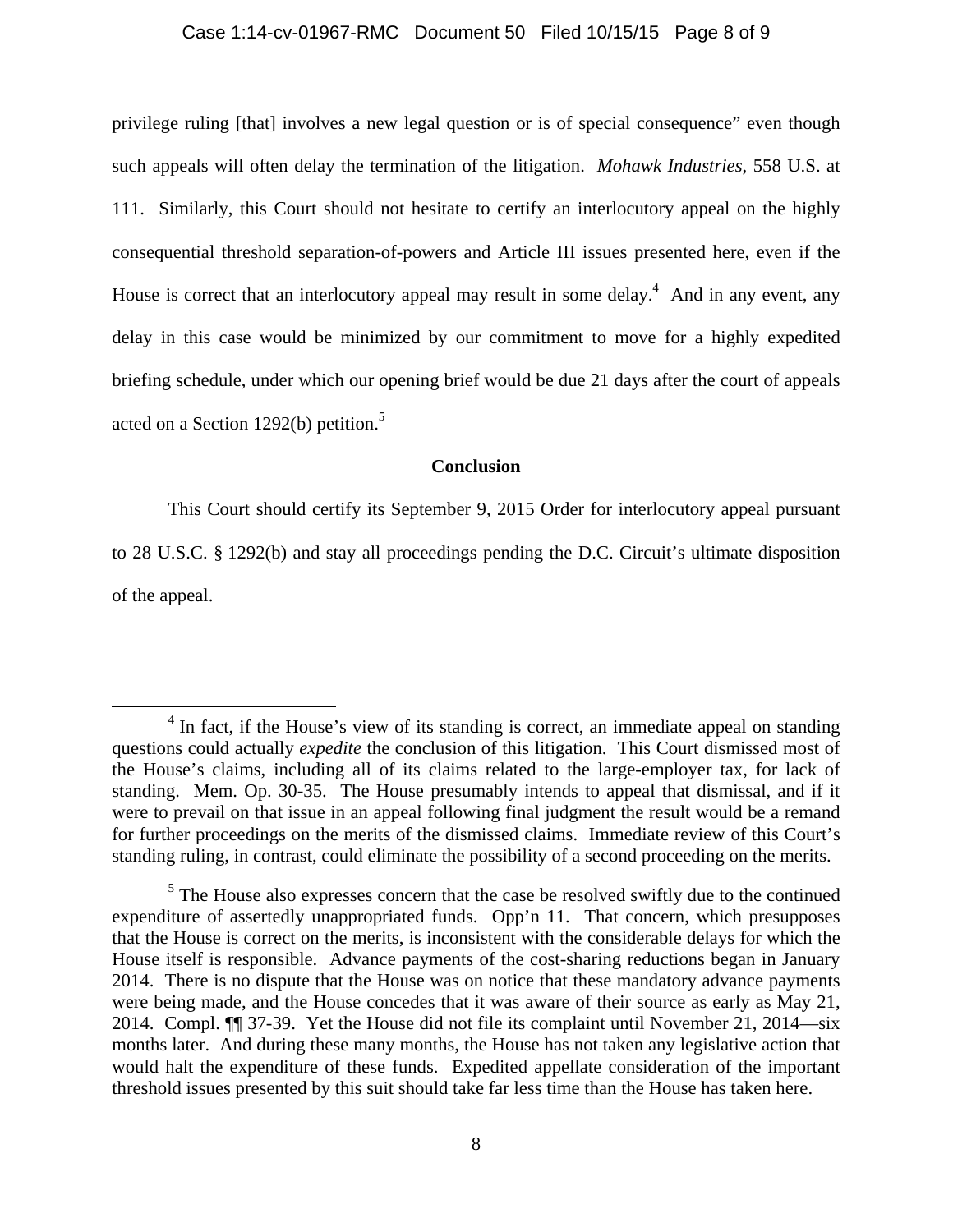privilege ruling [that] involves a new legal question or is of special consequence" even though such appeals will often delay the termination of the litigation. *Mohawk Industries*, 558 U.S. at 111. Similarly, this Court should not hesitate to certify an interlocutory appeal on the highly consequential threshold separation-of-powers and Article III issues presented here, even if the House is correct that an interlocutory appeal may result in some delay.[4] And in any event, any delay in this case would be minimized by our commitment to move for a highly expedited briefing schedule, under which our opening brief would be due 21 days after the court of appeals acted on a Section 1292(b) petition.[5]

**Conclusion**

This Court should certify its September 9, 2015 Order for interlocutory appeal pursuant to 28 U.S.C. § 1292(b) and stay all proceedings pending the D.C. Circuit's ultimate disposition of the appeal.

---

[4] In fact, if the House's view of its standing is correct, an immediate appeal on standing questions could actually *expedite* the conclusion of this litigation. This Court dismissed most of the House's claims, including all of its claims related to the large-employer tax, for lack of standing. Mem. Op. 30-35. The House presumably intends to appeal that dismissal, and if it were to prevail on that issue in an appeal following final judgment the result would be a remand for further proceedings on the merits of the dismissed claims. Immediate review of this Court's standing ruling, in contrast, could eliminate the possibility of a second proceeding on the merits.

[5] The House also expresses concern that the case be resolved swiftly due to the continued expenditure of assertedly unappropriated funds. Opp'n 11. That concern, which presupposes that the House is correct on the merits, is inconsistent with the considerable delays for which the House itself is responsible. Advance payments of the cost-sharing reductions began in January 2014. There is no dispute that the House was on notice that these mandatory advance payments were being made, and the House concedes that it was aware of their source as early as May 21, 2014. Compl. ¶¶ 37-39. Yet the House did not file its complaint until November 21, 2014—six months later. And during these many months, the House has not taken any legislative action that would halt the expenditure of these funds. Expedited appellate consideration of the important threshold issues presented by this suit should take far less time than the House has taken here.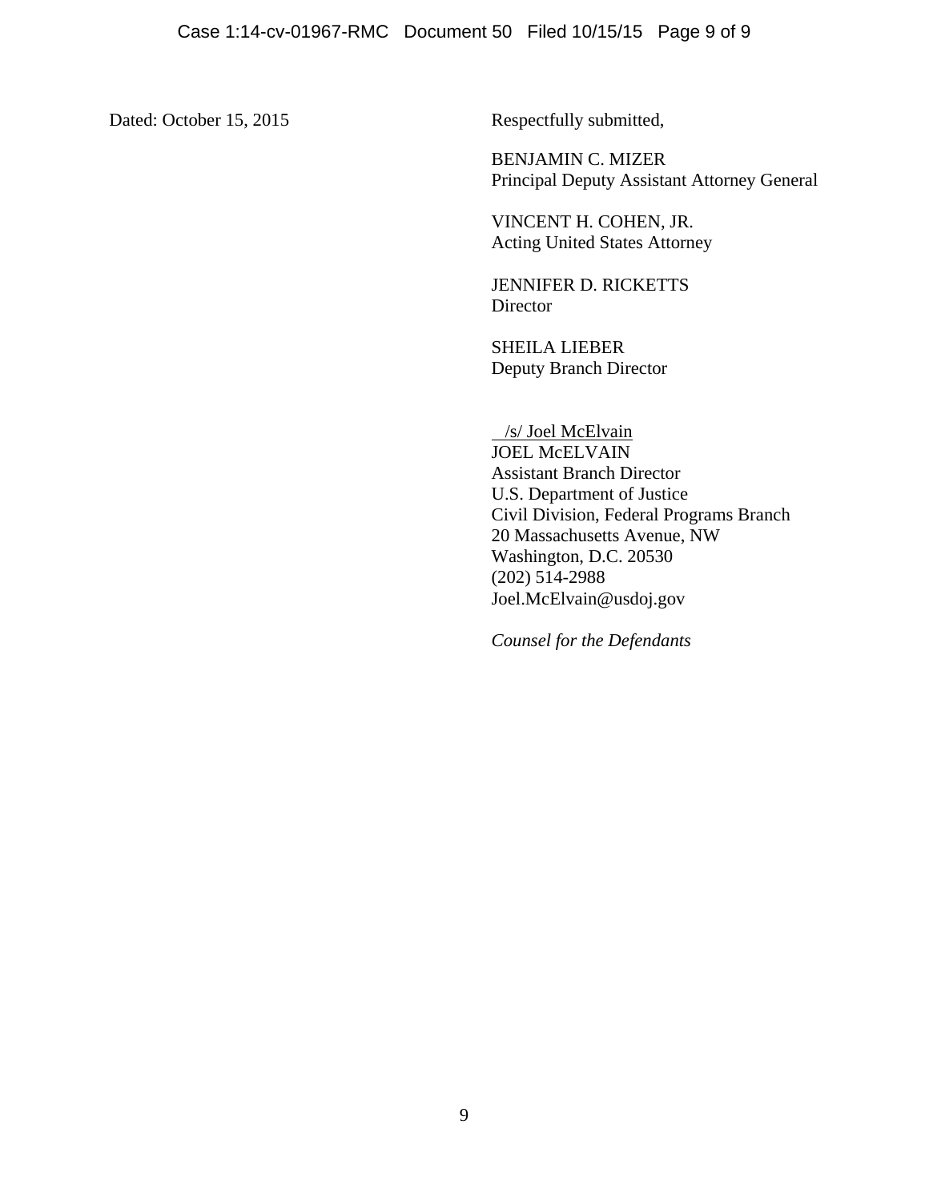Dated: October 15, 2015

Respectfully submitted,

BENJAMIN C. MIZER
Principal Deputy Assistant Attorney General

VINCENT H. COHEN, JR.
Acting United States Attorney

JENNIFER D. RICKETTS
Director

SHEILA LIEBER
Deputy Branch Director

/s/ Joel McElvain
JOEL McELVAIN
Assistant Branch Director
U.S. Department of Justice
Civil Division, Federal Programs Branch
20 Massachusetts Avenue, NW
Washington, D.C. 20530
(202) 514-2988
Joel.McElvain@usdoj.gov

*Counsel for the Defendants*